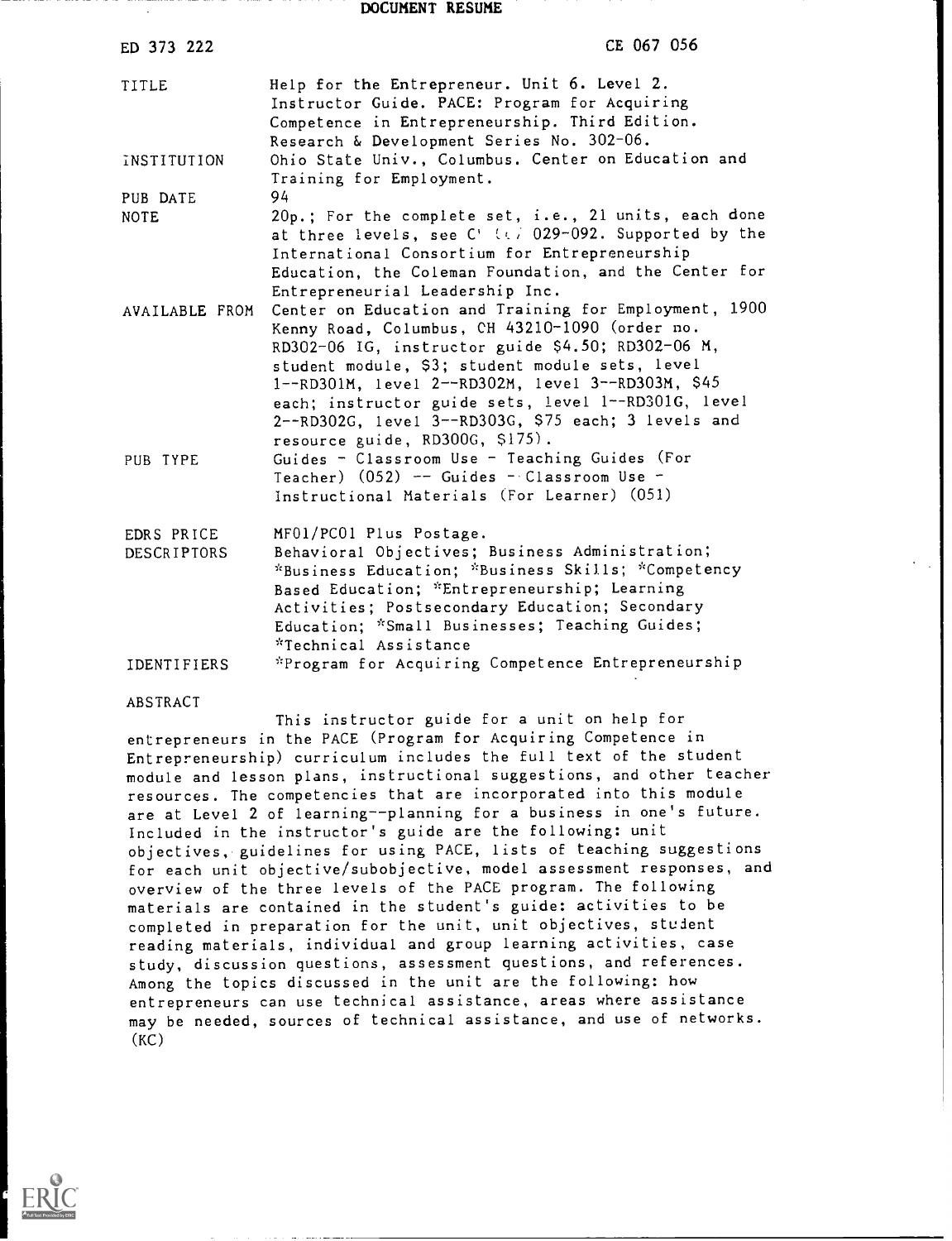# DOCUMENT RESUME

| | |
|---|---|
| ED 373 222 | CE 067 056 |
| TITLE | Help for the Entrepreneur. Unit 6. Level 2. Instructor Guide. PACE: Program for Acquiring Competence in Entrepreneurship. Third Edition. Research & Development Series No. 302-06. |
| INSTITUTION | Ohio State Univ., Columbus. Center on Education and Training for Employment. |
| PUB DATE | 94 |
| NOTE | 20p.; For the complete set, i.e., 21 units, each done at three levels, see C' ɩɩ/ 029-092. Supported by the International Consortium for Entrepreneurship Education, the Coleman Foundation, and the Center for Entrepreneurial Leadership Inc. |
| AVAILABLE FROM | Center on Education and Training for Employment, 1900 Kenny Road, Columbus, CH 43210-1090 (order no. RD302-06 IG, instructor guide $4.50; RD302-06 M, student module, $3; student module sets, level 1--RD301M, level 2--RD302M, level 3--RD303M, $45 each; instructor guide sets, level 1--RD301G, level 2--RD302G, level 3--RD303G, $75 each; 3 levels and resource guide, RD300G, $175). |
| PUB TYPE | Guides - Classroom Use - Teaching Guides (For Teacher) (052) -- Guides - Classroom Use - Instructional Materials (For Learner) (051) |
| EDRS PRICE | MF01/PC01 Plus Postage. |
| DESCRIPTORS | Behavioral Objectives; Business Administration; *Business Education; *Business Skills; *Competency Based Education; *Entrepreneurship; Learning Activities; Postsecondary Education; Secondary Education; *Small Businesses; Teaching Guides; *Technical Assistance |
| IDENTIFIERS | *Program for Acquiring Competence Entrepreneurship |

## ABSTRACT

This instructor guide for a unit on help for entrepreneurs in the PACE (Program for Acquiring Competence in Entrepreneurship) curriculum includes the full text of the student module and lesson plans, instructional suggestions, and other teacher resources. The competencies that are incorporated into this module are at Level 2 of learning--planning for a business in one's future. Included in the instructor's guide are the following: unit objectives, guidelines for using PACE, lists of teaching suggestions for each unit objective/subobjective, model assessment responses, and overview of the three levels of the PACE program. The following materials are contained in the student's guide: activities to be completed in preparation for the unit, unit objectives, student reading materials, individual and group learning activities, case study, discussion questions, assessment questions, and references. Among the topics discussed in the unit are the following: how entrepreneurs can use technical assistance, areas where assistance may be needed, sources of technical assistance, and use of networks. (KC)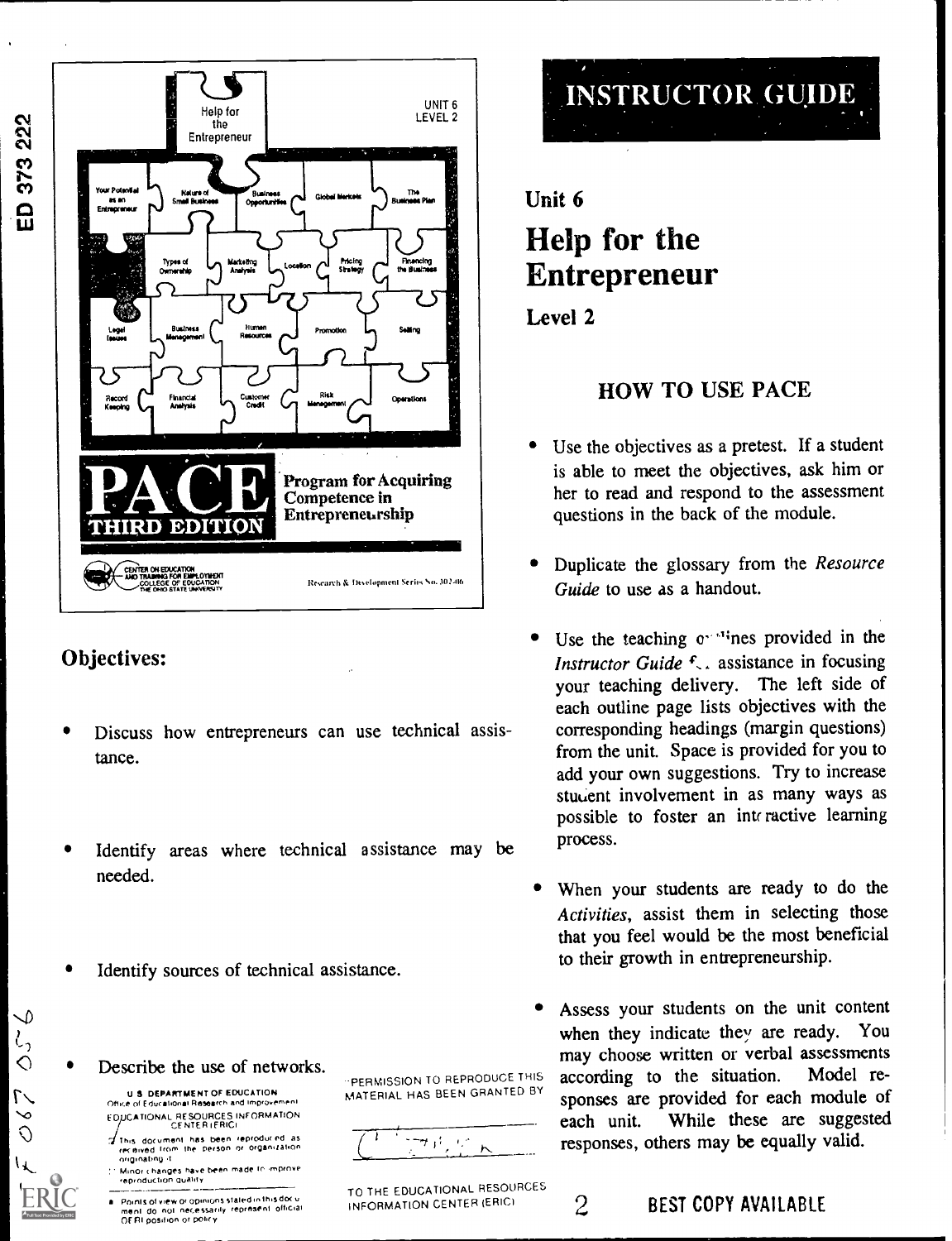UNIT 6
LEVEL 2

Help for the Entrepreneur

Your Potential as an Entrepreneur | Nature of Small Business | Business Opportunities | Global Markets | The Business Plan | Types of Ownership | Marketing Analysis | Location | Pricing Strategy | Financing the Business | Legal Issues | Business Management | Human Resources | Promotion | Selling | Record Keeping | Financial Analysis | Customer Credit | Risk Management | Operations

**PACE** THIRD EDITION

Program for Acquiring Competence in Entrepreneurship

CENTER ON EDUCATION AND TRAINING FOR EMPLOYMENT, COLLEGE OF EDUCATION, THE OHIO STATE UNIVERSITY

Research & Development Series No. 302-46

## Objectives:

- Discuss how entrepreneurs can use technical assistance.
- Identify areas where technical assistance may be needed.
- Identify sources of technical assistance.
- Describe the use of networks.

# INSTRUCTOR GUIDE

## Unit 6

# Help for the Entrepreneur

**Level 2**

## HOW TO USE PACE

- Use the objectives as a pretest. If a student is able to meet the objectives, ask him or her to read and respond to the assessment questions in the back of the module.
- Duplicate the glossary from the *Resource Guide* to use as a handout.
- Use the teaching outlines provided in the *Instructor Guide* for assistance in focusing your teaching delivery. The left side of each outline page lists objectives with the corresponding headings (margin questions) from the unit. Space is provided for you to add your own suggestions. Try to increase student involvement in as many ways as possible to foster an interactive learning process.
- When your students are ready to do the *Activities*, assist them in selecting those that you feel would be the most beneficial to their growth in entrepreneurship.
- Assess your students on the unit content when they indicate they are ready. You may choose written or verbal assessments according to the situation. Model responses are provided for each module of each unit. While these are suggested responses, others may be equally valid.

U.S. DEPARTMENT OF EDUCATION
Office of Educational Research and Improvement
EDUCATIONAL RESOURCES INFORMATION CENTER (ERIC)
This document has been reproduced as received from the person or organization originating it.
Minor changes have been made to improve reproduction quality.
Points of view or opinions stated in this document do not necessarily represent official OERI position or policy.

"PERMISSION TO REPRODUCE THIS MATERIAL HAS BEEN GRANTED BY

TO THE EDUCATIONAL RESOURCES INFORMATION CENTER (ERIC)"

BEST COPY AVAILABLE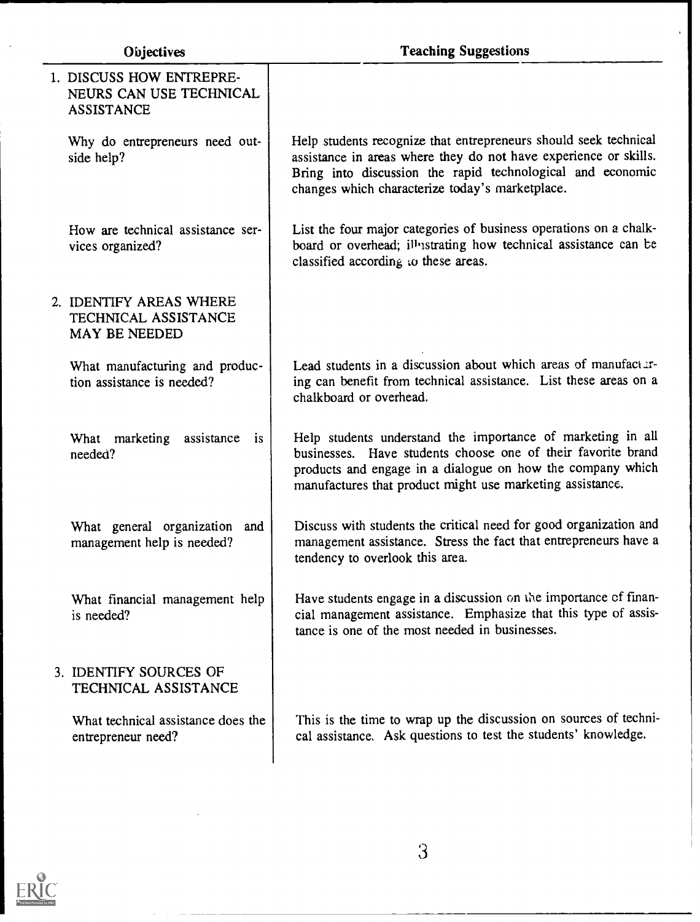| Objectives | Teaching Suggestions |
|---|---|
| **1. DISCUSS HOW ENTREPRENEURS CAN USE TECHNICAL ASSISTANCE** | |
| Why do entrepreneurs need outside help? | Help students recognize that entrepreneurs should seek technical assistance in areas where they do not have experience or skills. Bring into discussion the rapid technological and economic changes which characterize today's marketplace. |
| How are technical assistance services organized? | List the four major categories of business operations on a chalkboard or overhead; illustrating how technical assistance can be classified according to these areas. |
| **2. IDENTIFY AREAS WHERE TECHNICAL ASSISTANCE MAY BE NEEDED** | |
| What manufacturing and production assistance is needed? | Lead students in a discussion about which areas of manufacturing can benefit from technical assistance. List these areas on a chalkboard or overhead. |
| What marketing assistance is needed? | Help students understand the importance of marketing in all businesses. Have students choose one of their favorite brand products and engage in a dialogue on how the company which manufactures that product might use marketing assistance. |
| What general organization and management help is needed? | Discuss with students the critical need for good organization and management assistance. Stress the fact that entrepreneurs have a tendency to overlook this area. |
| What financial management help is needed? | Have students engage in a discussion on the importance of financial management assistance. Emphasize that this type of assistance is one of the most needed in businesses. |
| **3. IDENTIFY SOURCES OF TECHNICAL ASSISTANCE** | |
| What technical assistance does the entrepreneur need? | This is the time to wrap up the discussion on sources of technical assistance. Ask questions to test the students' knowledge. |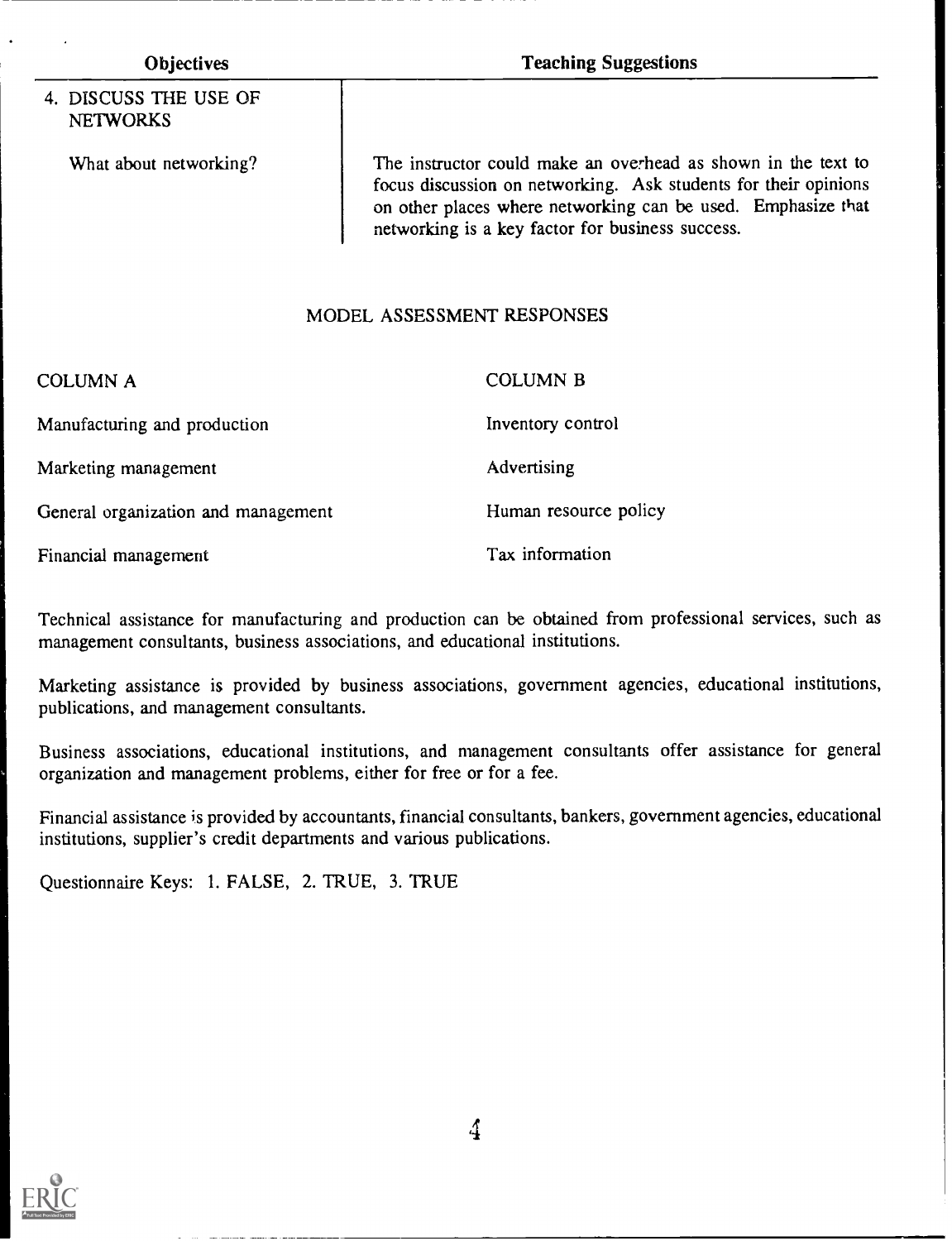| Objectives | Teaching Suggestions |
|---|---|
| 4. DISCUSS THE USE OF NETWORKS | |
| What about networking? | The instructor could make an overhead as shown in the text to focus discussion on networking. Ask students for their opinions on other places where networking can be used. Emphasize that networking is a key factor for business success. |

## MODEL ASSESSMENT RESPONSES

| COLUMN A | COLUMN B |
|---|---|
| Manufacturing and production | Inventory control |
| Marketing management | Advertising |
| General organization and management | Human resource policy |
| Financial management | Tax information |

Technical assistance for manufacturing and production can be obtained from professional services, such as management consultants, business associations, and educational institutions.

Marketing assistance is provided by business associations, government agencies, educational institutions, publications, and management consultants.

Business associations, educational institutions, and management consultants offer assistance for general organization and management problems, either for free or for a fee.

Financial assistance is provided by accountants, financial consultants, bankers, government agencies, educational institutions, supplier's credit departments and various publications.

Questionnaire Keys: 1. FALSE, 2. TRUE, 3. TRUE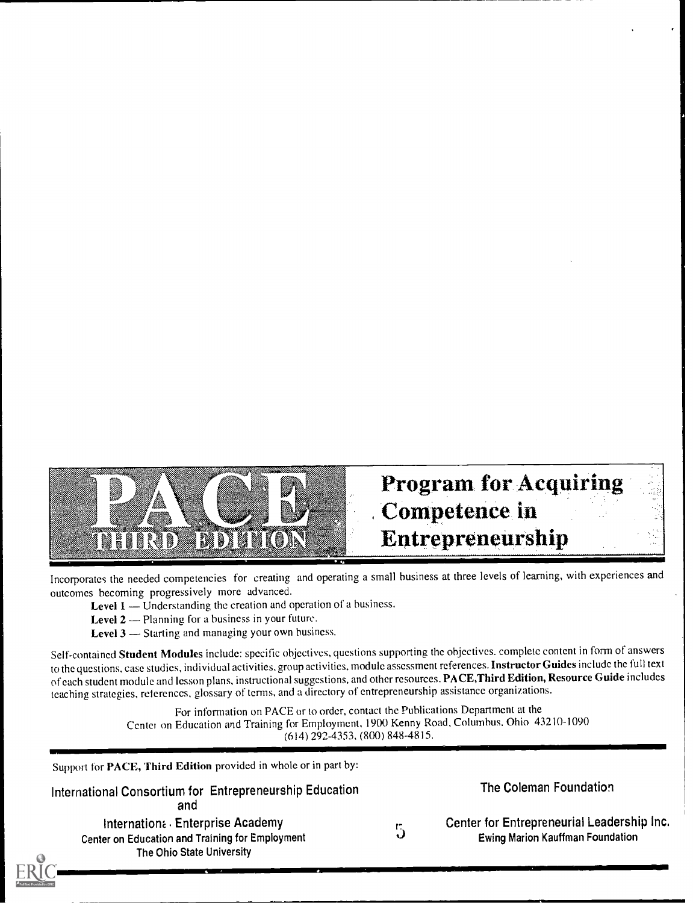# PACE THIRD EDITION

# Program for Acquiring Competence in Entrepreneurship

Incorporates the needed competencies for creating and operating a small business at three levels of learning, with experiences and outcomes becoming progressively more advanced.

**Level 1** — Understanding the creation and operation of a business.

**Level 2** — Planning for a business in your future.

**Level 3** — Starting and managing your own business.

Self-contained **Student Modules** include: specific objectives, questions supporting the objectives, complete content in form of answers to the questions, case studies, individual activities, group activities, module assessment references. **Instructor Guides** include the full text of each student module and lesson plans, instructional suggestions, and other resources. **PACE, Third Edition, Resource Guide** includes teaching strategies, references, glossary of terms, and a directory of entrepreneurship assistance organizations.

For information on PACE or to order, contact the Publications Department at the Center on Education and Training for Employment, 1900 Kenny Road, Columbus, Ohio 43210-1090 (614) 292-4353, (800) 848-4815.

Support for **PACE, Third Edition** provided in whole or in part by:

International Consortium for Entrepreneurship Education
and
International Enterprise Academy
Center on Education and Training for Employment
The Ohio State University

The Coleman Foundation

Center for Entrepreneurial Leadership Inc.
Ewing Marion Kauffman Foundation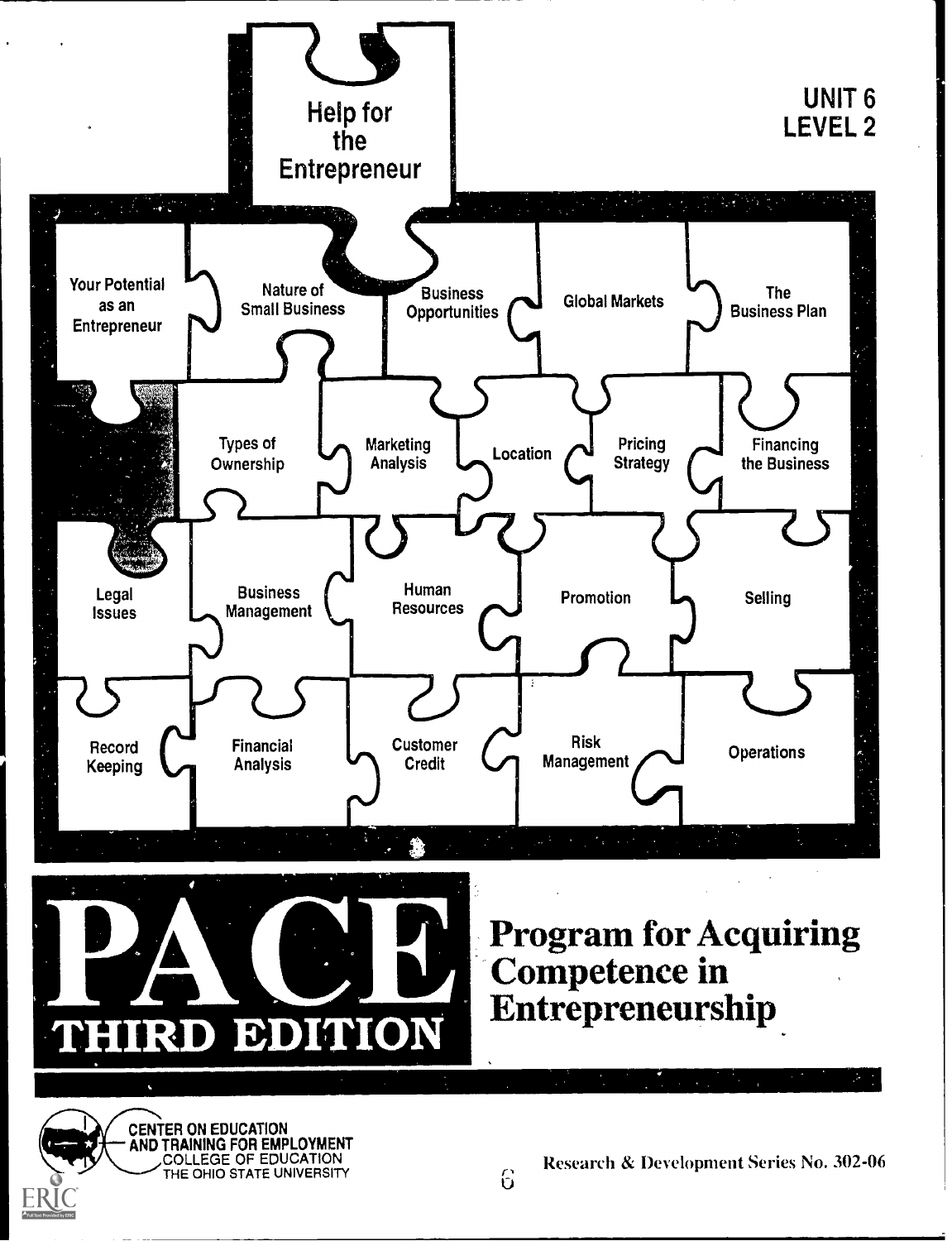# Help for the Entrepreneur

UNIT 6
LEVEL 2

Your Potential as an Entrepreneur

Nature of Small Business

Business Opportunities

Global Markets

The Business Plan

Types of Ownership

Marketing Analysis

Location

Pricing Strategy

Financing the Business

Legal Issues

Business Management

Human Resources

Promotion

Selling

Record Keeping

Financial Analysis

Customer Credit

Risk Management

Operations

# PACE THIRD EDITION

## Program for Acquiring Competence in Entrepreneurship

CENTER ON EDUCATION AND TRAINING FOR EMPLOYMENT
COLLEGE OF EDUCATION
THE OHIO STATE UNIVERSITY

Research & Development Series No. 302-06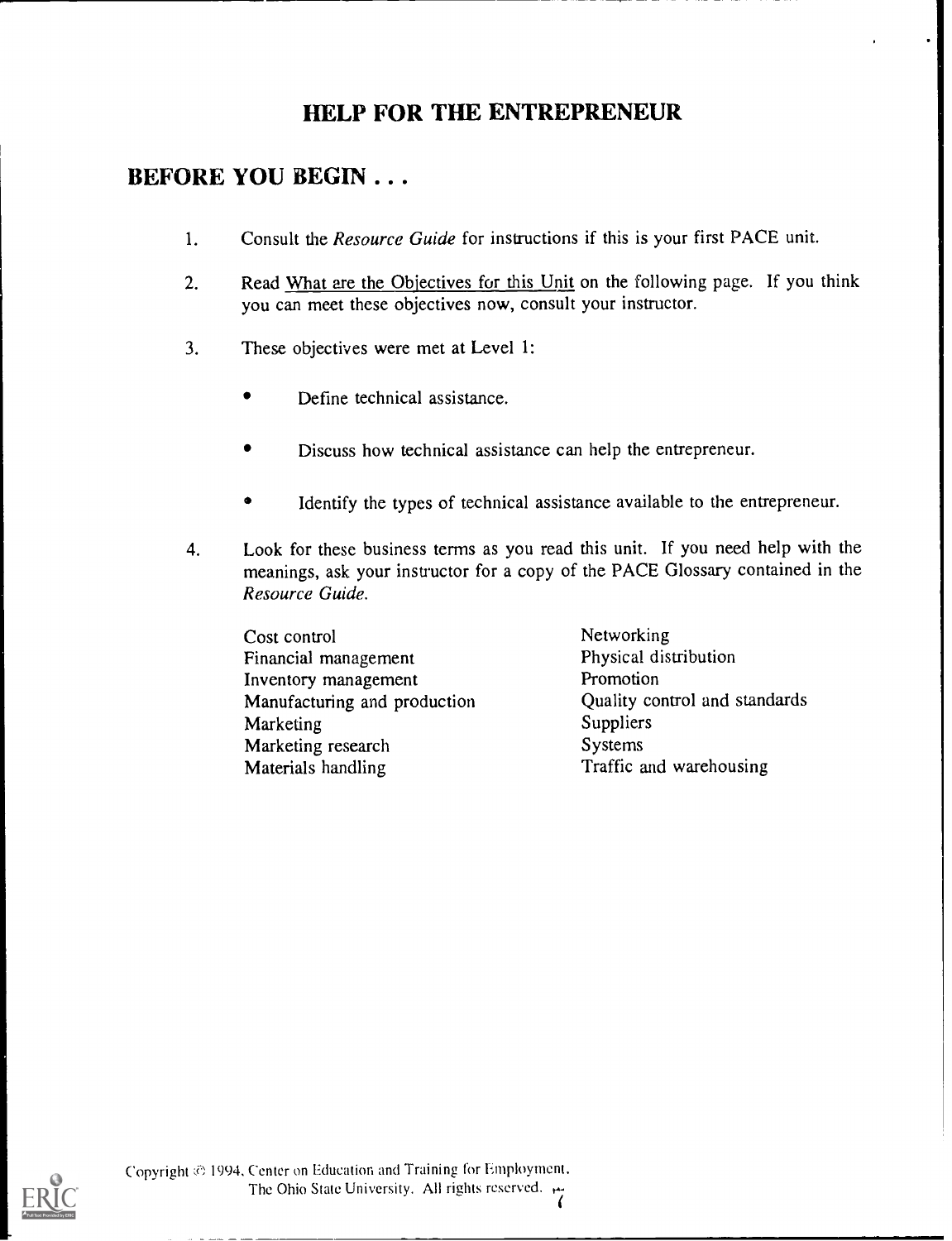# HELP FOR THE ENTREPRENEUR

## BEFORE YOU BEGIN . . .

1. Consult the *Resource Guide* for instructions if this is your first PACE unit.

2. Read What are the Objectives for this Unit on the following page. If you think you can meet these objectives now, consult your instructor.

3. These objectives were met at Level 1:

   - Define technical assistance.

   - Discuss how technical assistance can help the entrepreneur.

   - Identify the types of technical assistance available to the entrepreneur.

4. Look for these business terms as you read this unit. If you need help with the meanings, ask your instructor for a copy of the PACE Glossary contained in the *Resource Guide*.

   Cost control
   Financial management
   Inventory management
   Manufacturing and production
   Marketing
   Marketing research
   Materials handling
   Networking
   Physical distribution
   Promotion
   Quality control and standards
   Suppliers
   Systems
   Traffic and warehousing

Copyright © 1994, Center on Education and Training for Employment, The Ohio State University. All rights reserved.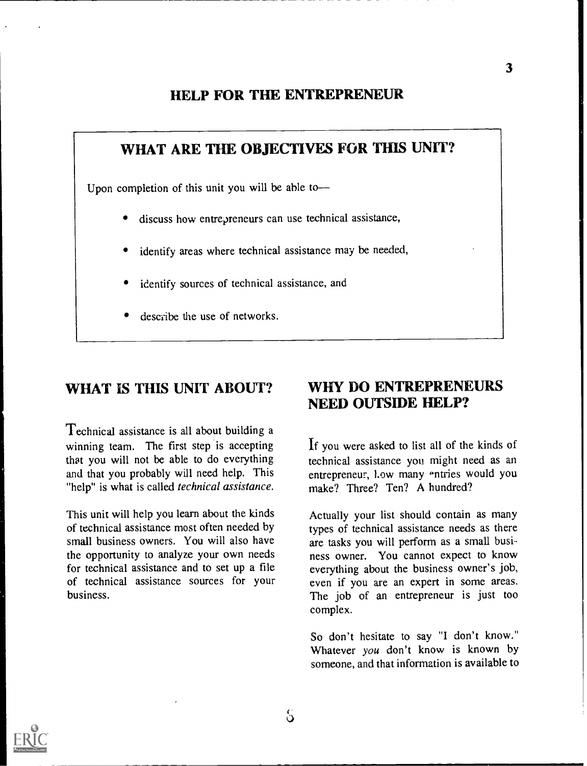# HELP FOR THE ENTREPRENEUR

## WHAT ARE THE OBJECTIVES FOR THIS UNIT?

Upon completion of this unit you will be able to—

- discuss how entrepreneurs can use technical assistance,
- identify areas where technical assistance may be needed,
- identify sources of technical assistance, and
- describe the use of networks.

## WHAT IS THIS UNIT ABOUT?

Technical assistance is all about building a winning team. The first step is accepting that you will not be able to do everything and that you probably will need help. This "help" is what is called *technical assistance*.

This unit will help you learn about the kinds of technical assistance most often needed by small business owners. You will also have the opportunity to analyze your own needs for technical assistance and to set up a file of technical assistance sources for your business.

## WHY DO ENTREPRENEURS NEED OUTSIDE HELP?

If you were asked to list all of the kinds of technical assistance you might need as an entrepreneur, how many entries would you make? Three? Ten? A hundred?

Actually your list should contain as many types of technical assistance needs as there are tasks you will perform as a small business owner. You cannot expect to know everything about the business owner's job, even if you are an expert in some areas. The job of an entrepreneur is just too complex.

So don't hesitate to say "I don't know." Whatever *you* don't know is known by someone, and that information is available to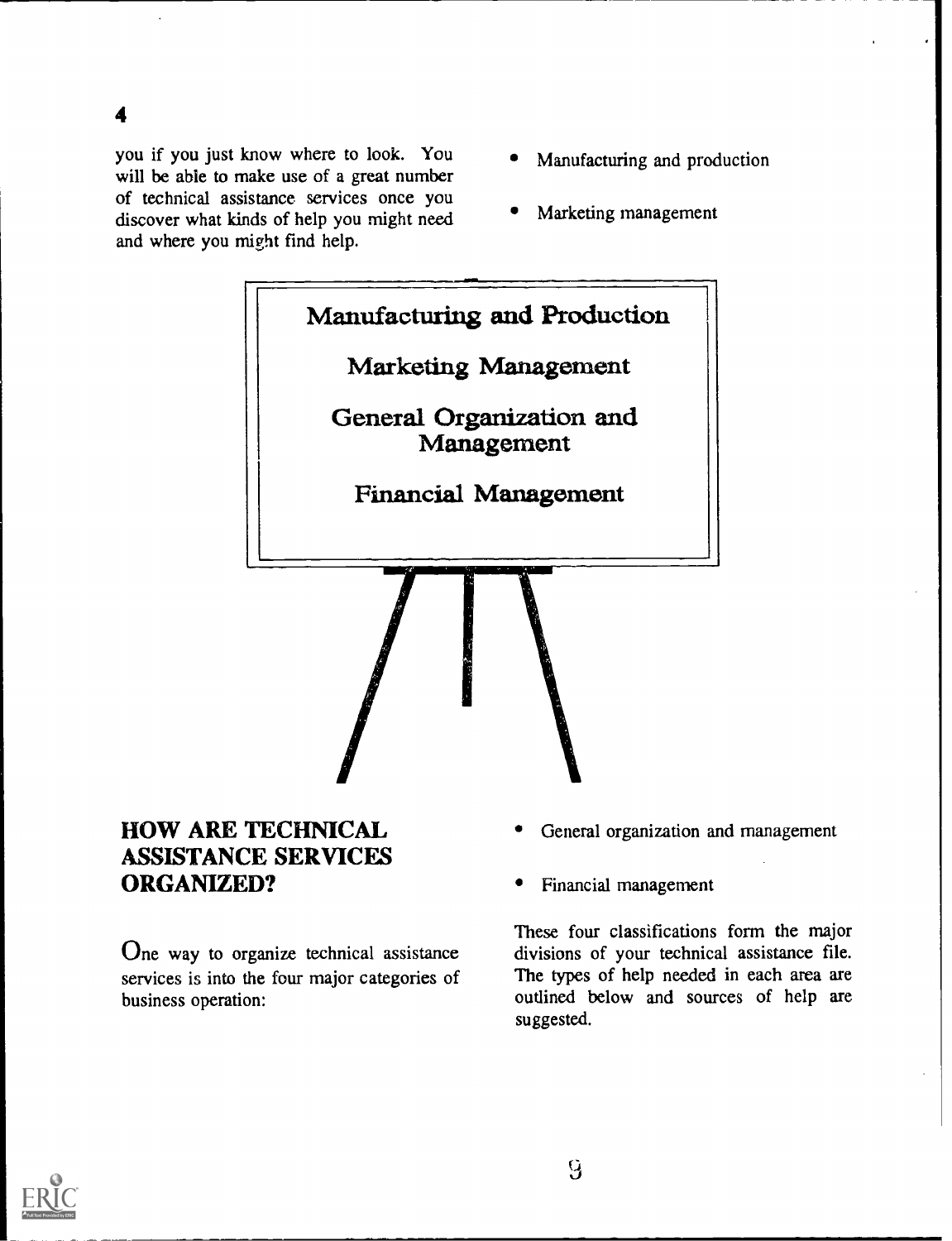you if you just know where to look. You will be able to make use of a great number of technical assistance services once you discover what kinds of help you might need and where you might find help.

Manufacturing and Production

Marketing Management

General Organization and Management

Financial Management

## HOW ARE TECHNICAL ASSISTANCE SERVICES ORGANIZED?

One way to organize technical assistance services is into the four major categories of business operation:

- Manufacturing and production
- Marketing management
- General organization and management
- Financial management

These four classifications form the major divisions of your technical assistance file. The types of help needed in each area are outlined below and sources of help are suggested.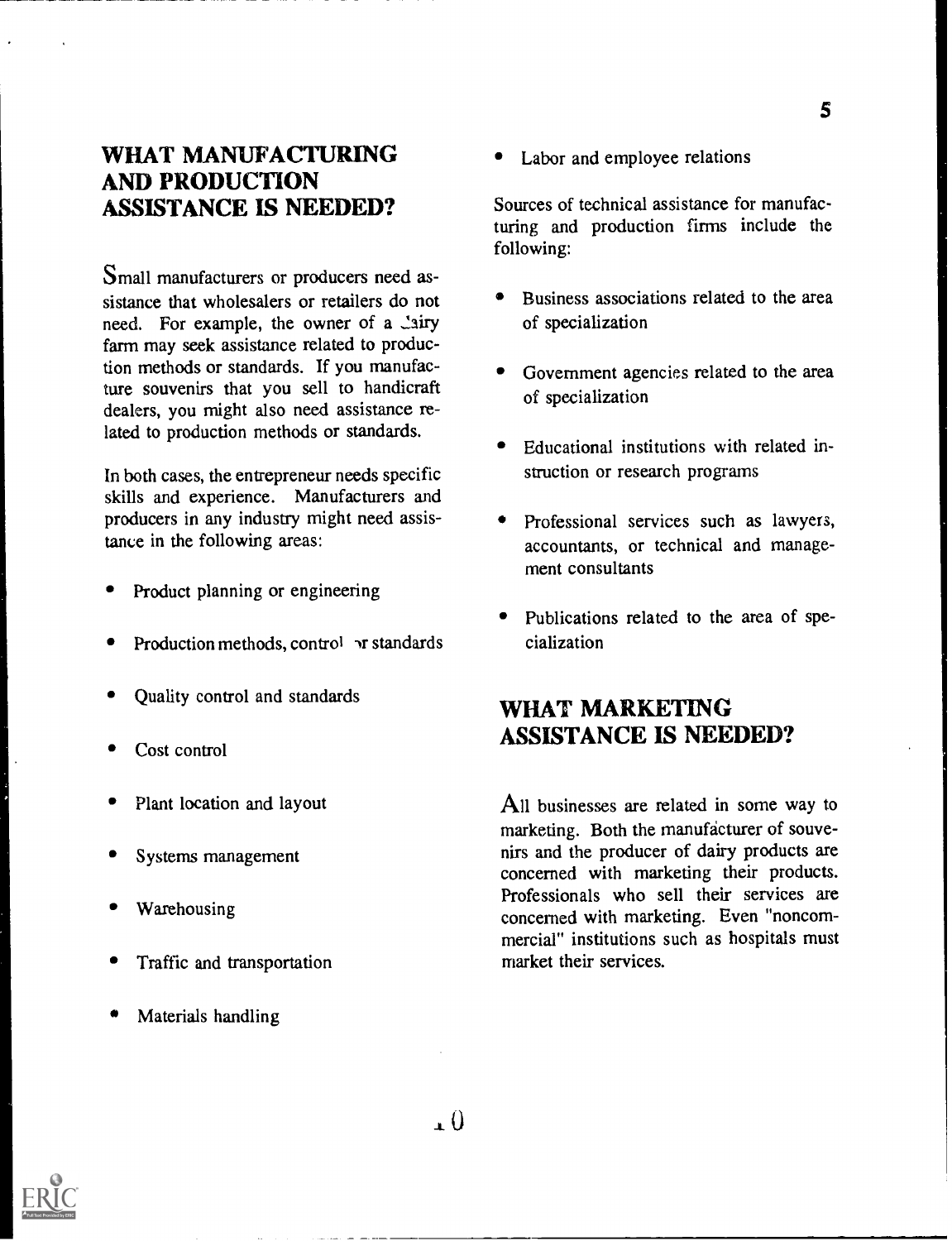## WHAT MANUFACTURING AND PRODUCTION ASSISTANCE IS NEEDED?

Small manufacturers or producers need assistance that wholesalers or retailers do not need. For example, the owner of a dairy farm may seek assistance related to production methods or standards. If you manufacture souvenirs that you sell to handicraft dealers, you might also need assistance related to production methods or standards.

In both cases, the entrepreneur needs specific skills and experience. Manufacturers and producers in any industry might need assistance in the following areas:

- Product planning or engineering
- Production methods, control or standards
- Quality control and standards
- Cost control
- Plant location and layout
- Systems management
- Warehousing
- Traffic and transportation
- Materials handling
- Labor and employee relations

Sources of technical assistance for manufacturing and production firms include the following:

- Business associations related to the area of specialization
- Government agencies related to the area of specialization
- Educational institutions with related instruction or research programs
- Professional services such as lawyers, accountants, or technical and management consultants
- Publications related to the area of specialization

## WHAT MARKETING ASSISTANCE IS NEEDED?

All businesses are related in some way to marketing. Both the manufacturer of souvenirs and the producer of dairy products are concerned with marketing their products. Professionals who sell their services are concerned with marketing. Even "noncommercial" institutions such as hospitals must market their services.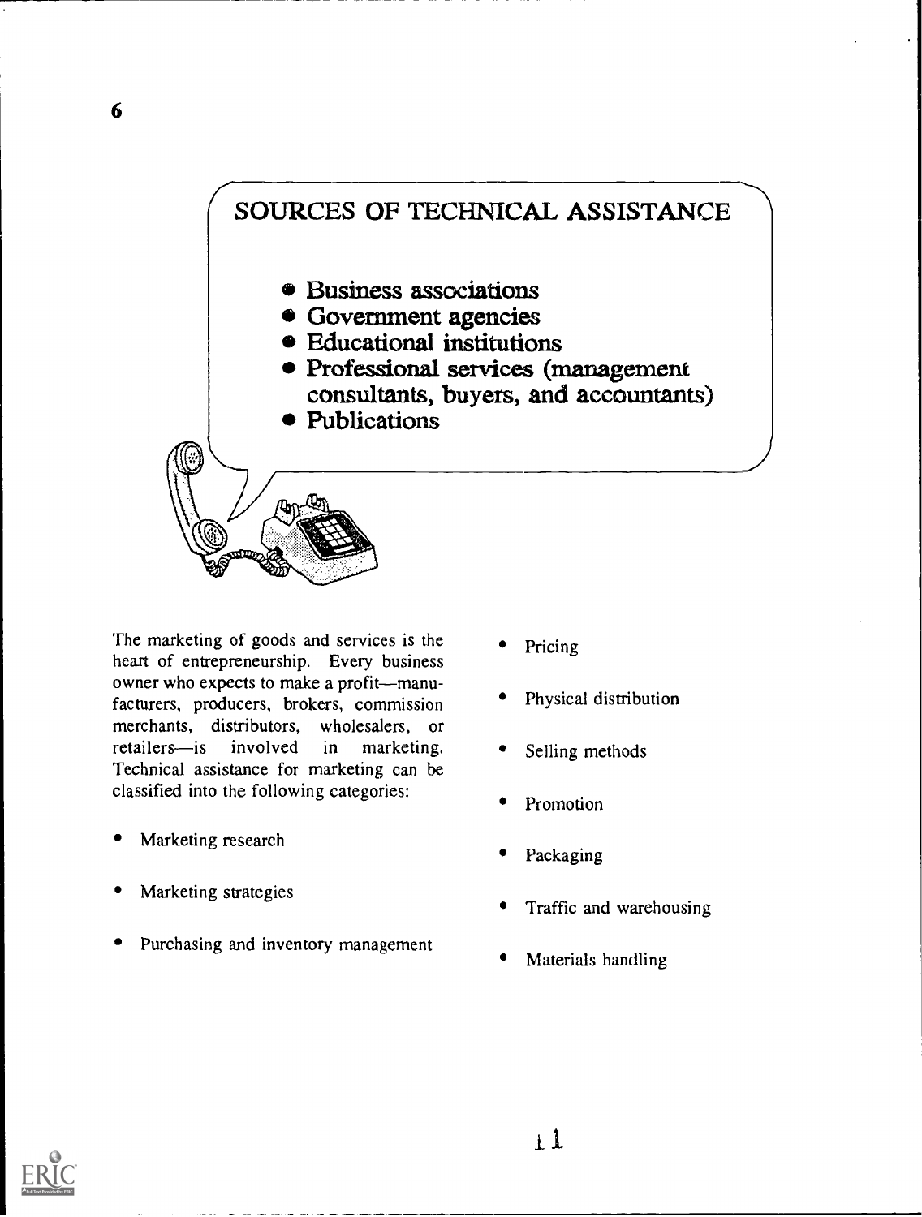## SOURCES OF TECHNICAL ASSISTANCE

- Business associations
- Government agencies
- Educational institutions
- Professional services (management consultants, buyers, and accountants)
- Publications

The marketing of goods and services is the heart of entrepreneurship. Every business owner who expects to make a profit—manufacturers, producers, brokers, commission merchants, distributors, wholesalers, or retailers—is involved in marketing. Technical assistance for marketing can be classified into the following categories:

- Marketing research
- Marketing strategies
- Purchasing and inventory management
- Pricing
- Physical distribution
- Selling methods
- Promotion
- Packaging
- Traffic and warehousing
- Materials handling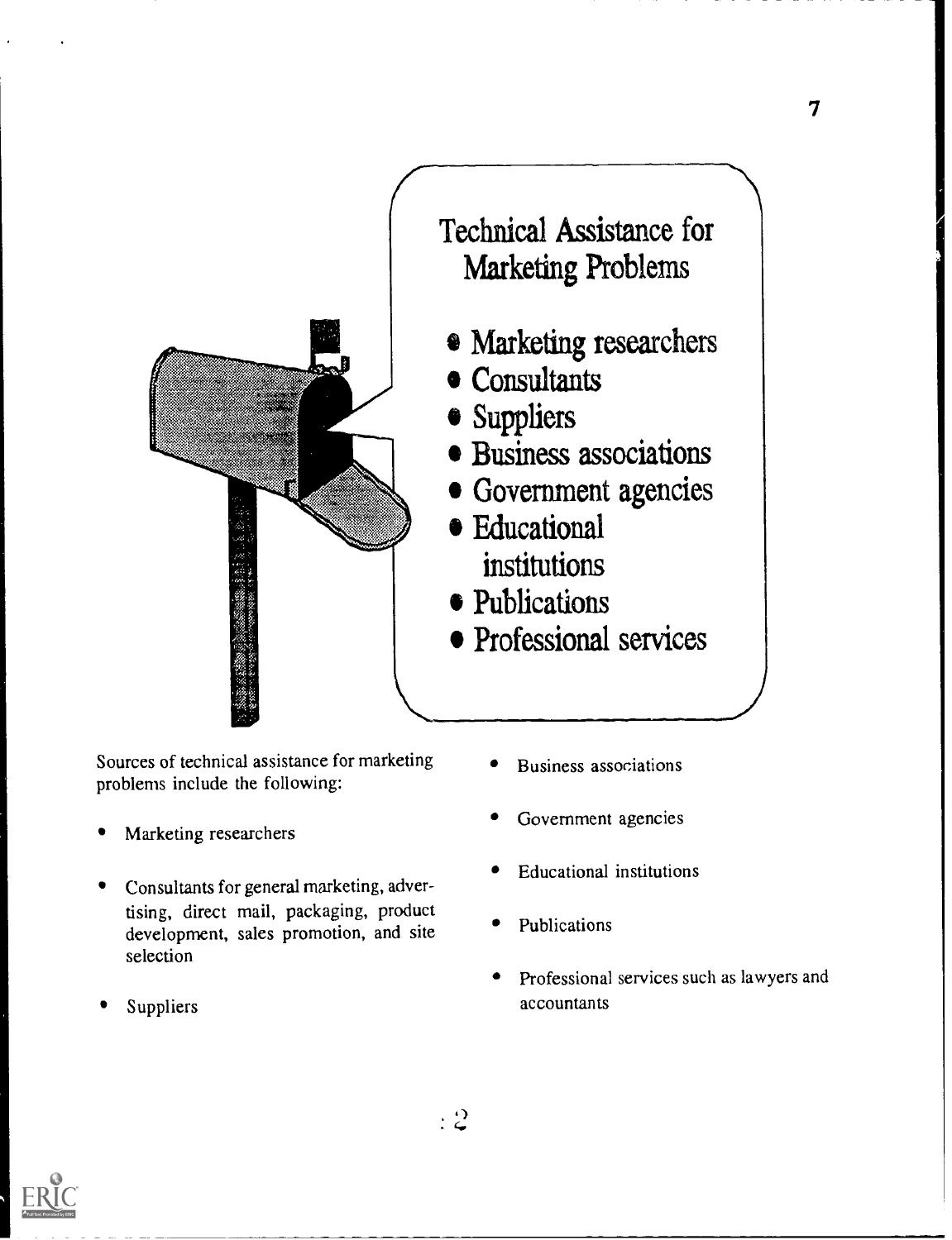## Technical Assistance for Marketing Problems

- Marketing researchers
- Consultants
- Suppliers
- Business associations
- Government agencies
- Educational institutions
- Publications
- Professional services

Sources of technical assistance for marketing problems include the following:

- Marketing researchers
- Consultants for general marketing, advertising, direct mail, packaging, product development, sales promotion, and site selection
- Suppliers
- Business associations
- Government agencies
- Educational institutions
- Publications
- Professional services such as lawyers and accountants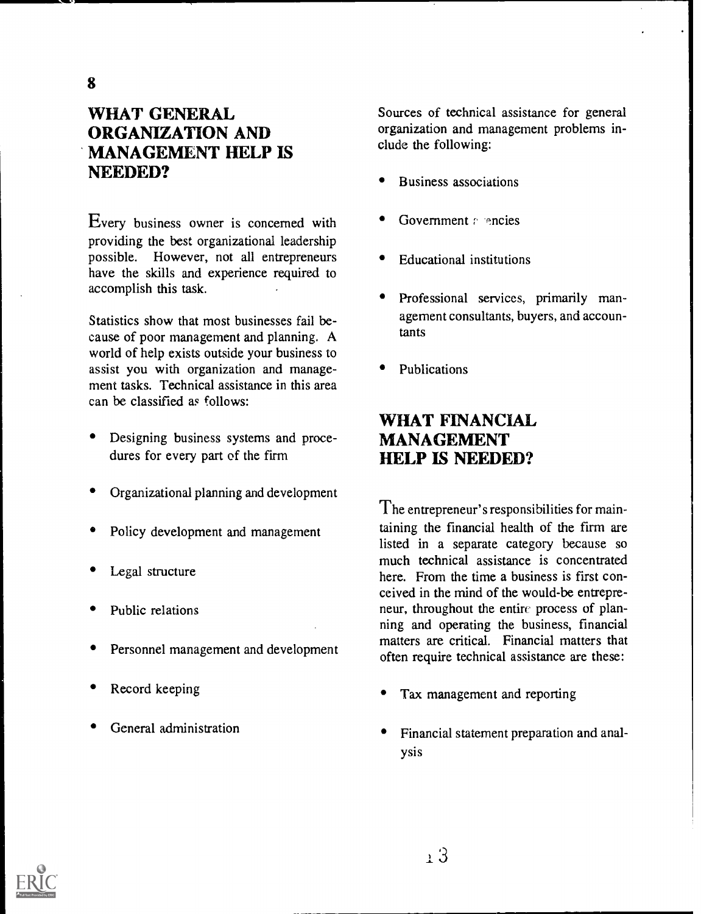## WHAT GENERAL ORGANIZATION AND MANAGEMENT HELP IS NEEDED?

Every business owner is concerned with providing the best organizational leadership possible. However, not all entrepreneurs have the skills and experience required to accomplish this task.

Statistics show that most businesses fail because of poor management and planning. A world of help exists outside your business to assist you with organization and management tasks. Technical assistance in this area can be classified as follows:

- Designing business systems and procedures for every part of the firm
- Organizational planning and development
- Policy development and management
- Legal structure
- Public relations
- Personnel management and development
- Record keeping
- General administration

Sources of technical assistance for general organization and management problems include the following:

- Business associations
- Government agencies
- Educational institutions
- Professional services, primarily management consultants, buyers, and accountants
- Publications

## WHAT FINANCIAL MANAGEMENT HELP IS NEEDED?

The entrepreneur's responsibilities for maintaining the financial health of the firm are listed in a separate category because so much technical assistance is concentrated here. From the time a business is first conceived in the mind of the would-be entrepreneur, throughout the entire process of planning and operating the business, financial matters are critical. Financial matters that often require technical assistance are these:

- Tax management and reporting
- Financial statement preparation and analysis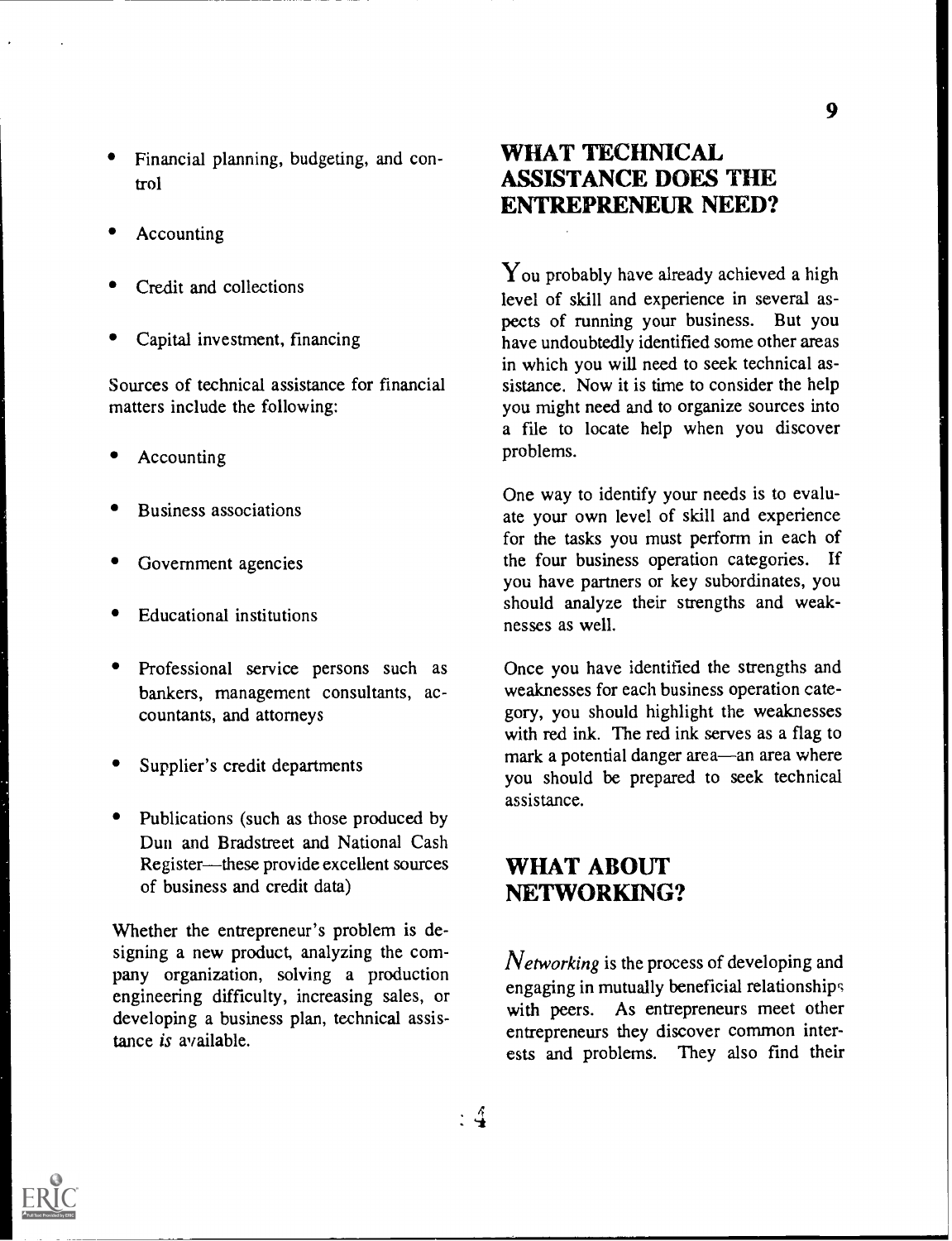- Financial planning, budgeting, and control
- Accounting
- Credit and collections
- Capital investment, financing

Sources of technical assistance for financial matters include the following:

- Accounting
- Business associations
- Government agencies
- Educational institutions
- Professional service persons such as bankers, management consultants, accountants, and attorneys
- Supplier's credit departments
- Publications (such as those produced by Dun and Bradstreet and National Cash Register—these provide excellent sources of business and credit data)

Whether the entrepreneur's problem is designing a new product, analyzing the company organization, solving a production engineering difficulty, increasing sales, or developing a business plan, technical assistance *is* available.

## WHAT TECHNICAL ASSISTANCE DOES THE ENTREPRENEUR NEED?

You probably have already achieved a high level of skill and experience in several aspects of running your business. But you have undoubtedly identified some other areas in which you will need to seek technical assistance. Now it is time to consider the help you might need and to organize sources into a file to locate help when you discover problems.

One way to identify your needs is to evaluate your own level of skill and experience for the tasks you must perform in each of the four business operation categories. If you have partners or key subordinates, you should analyze their strengths and weaknesses as well.

Once you have identified the strengths and weaknesses for each business operation category, you should highlight the weaknesses with red ink. The red ink serves as a flag to mark a potential danger area—an area where you should be prepared to seek technical assistance.

## WHAT ABOUT NETWORKING?

*Networking* is the process of developing and engaging in mutually beneficial relationships with peers. As entrepreneurs meet other entrepreneurs they discover common interests and problems. They also find their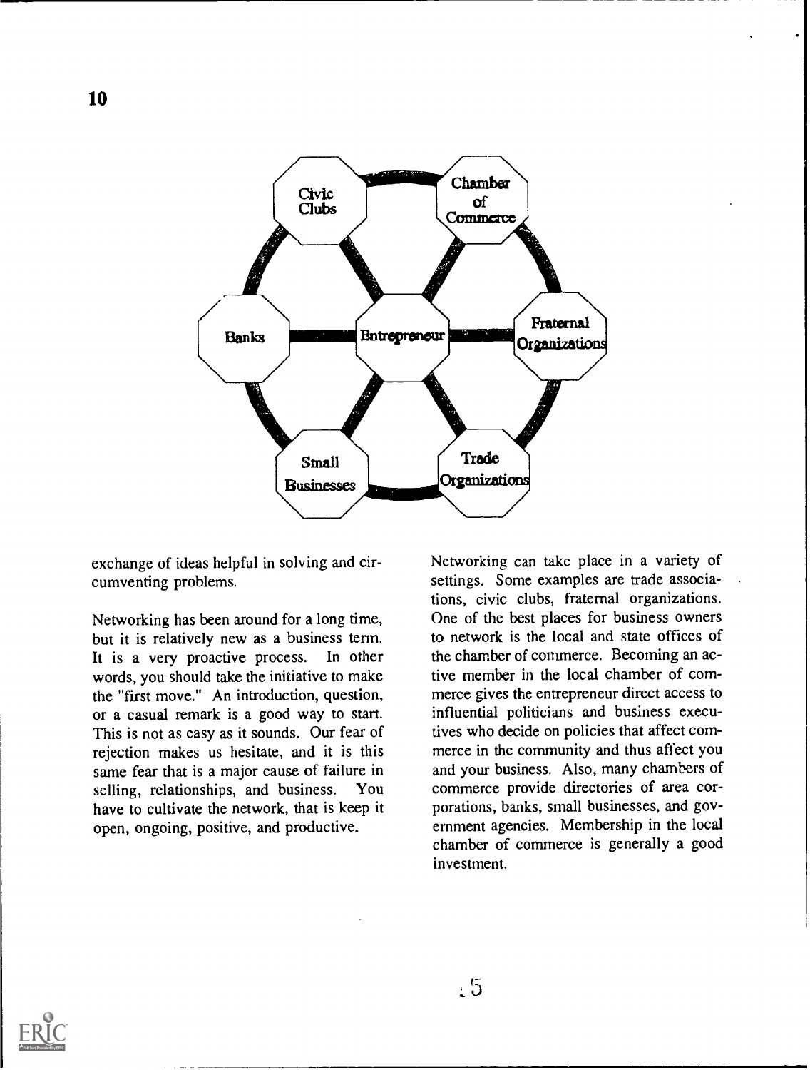Civic Clubs

Chamber of Commerce

Banks

Entrepreneur

Fraternal Organizations

Small Businesses

Trade Organizations

exchange of ideas helpful in solving and circumventing problems.

Networking has been around for a long time, but it is relatively new as a business term. It is a very proactive process. In other words, you should take the initiative to make the "first move." An introduction, question, or a casual remark is a good way to start. This is not as easy as it sounds. Our fear of rejection makes us hesitate, and it is this same fear that is a major cause of failure in selling, relationships, and business. You have to cultivate the network, that is keep it open, ongoing, positive, and productive.

Networking can take place in a variety of settings. Some examples are trade associations, civic clubs, fraternal organizations. One of the best places for business owners to network is the local and state offices of the chamber of commerce. Becoming an active member in the local chamber of commerce gives the entrepreneur direct access to influential politicians and business executives who decide on policies that affect commerce in the community and thus affect you and your business. Also, many chambers of commerce provide directories of area corporations, banks, small businesses, and government agencies. Membership in the local chamber of commerce is generally a good investment.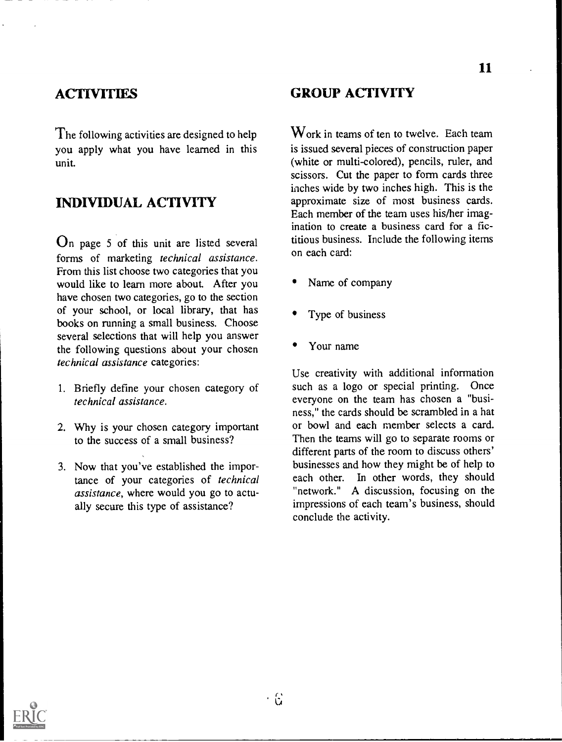## ACTIVITIES

The following activities are designed to help you apply what you have learned in this unit.

## INDIVIDUAL ACTIVITY

On page 5 of this unit are listed several forms of marketing *technical assistance*. From this list choose two categories that you would like to learn more about. After you have chosen two categories, go to the section of your school, or local library, that has books on running a small business. Choose several selections that will help you answer the following questions about your chosen *technical assistance* categories:

1. Briefly define your chosen category of *technical assistance*.
2. Why is your chosen category important to the success of a small business?
3. Now that you've established the importance of your categories of *technical assistance*, where would you go to actually secure this type of assistance?

## GROUP ACTIVITY

Work in teams of ten to twelve. Each team is issued several pieces of construction paper (white or multi-colored), pencils, ruler, and scissors. Cut the paper to form cards three inches wide by two inches high. This is the approximate size of most business cards. Each member of the team uses his/her imagination to create a business card for a fictitious business. Include the following items on each card:

- Name of company
- Type of business
- Your name

Use creativity with additional information such as a logo or special printing. Once everyone on the team has chosen a "business," the cards should be scrambled in a hat or bowl and each member selects a card. Then the teams will go to separate rooms or different parts of the room to discuss others' businesses and how they might be of help to each other. In other words, they should "network." A discussion, focusing on the impressions of each team's business, should conclude the activity.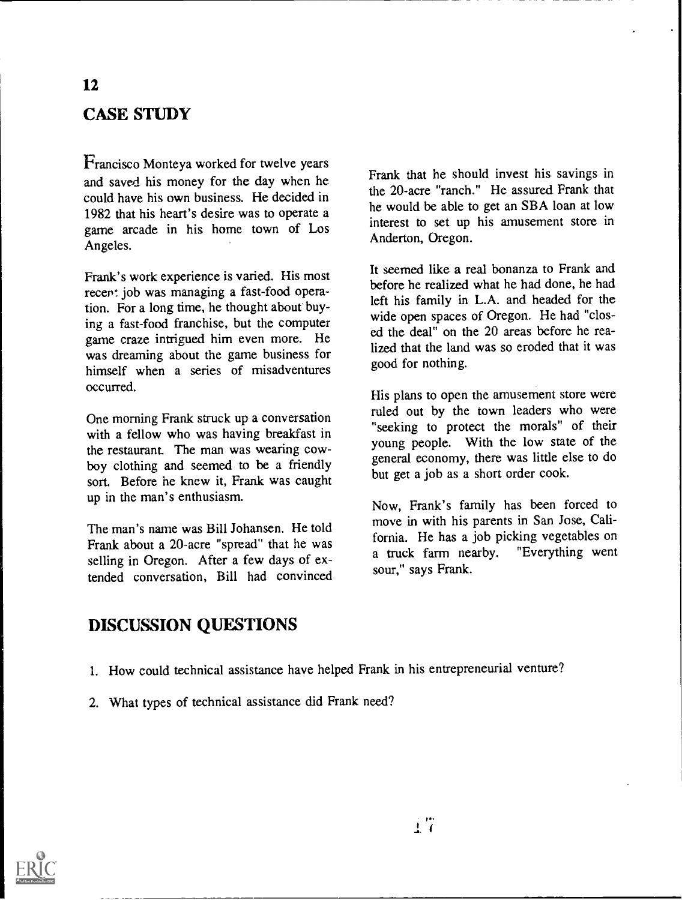## CASE STUDY

Francisco Monteya worked for twelve years and saved his money for the day when he could have his own business. He decided in 1982 that his heart's desire was to operate a game arcade in his home town of Los Angeles.

Frank's work experience is varied. His most recent job was managing a fast-food operation. For a long time, he thought about buying a fast-food franchise, but the computer game craze intrigued him even more. He was dreaming about the game business for himself when a series of misadventures occurred.

One morning Frank struck up a conversation with a fellow who was having breakfast in the restaurant. The man was wearing cowboy clothing and seemed to be a friendly sort. Before he knew it, Frank was caught up in the man's enthusiasm.

The man's name was Bill Johansen. He told Frank about a 20-acre "spread" that he was selling in Oregon. After a few days of extended conversation, Bill had convinced Frank that he should invest his savings in the 20-acre "ranch." He assured Frank that he would be able to get an SBA loan at low interest to set up his amusement store in Anderton, Oregon.

It seemed like a real bonanza to Frank and before he realized what he had done, he had left his family in L.A. and headed for the wide open spaces of Oregon. He had "closed the deal" on the 20 areas before he realized that the land was so eroded that it was good for nothing.

His plans to open the amusement store were ruled out by the town leaders who were "seeking to protect the morals" of their young people. With the low state of the general economy, there was little else to do but get a job as a short order cook.

Now, Frank's family has been forced to move in with his parents in San Jose, California. He has a job picking vegetables on a truck farm nearby. "Everything went sour," says Frank.

## DISCUSSION QUESTIONS

1. How could technical assistance have helped Frank in his entrepreneurial venture?
2. What types of technical assistance did Frank need?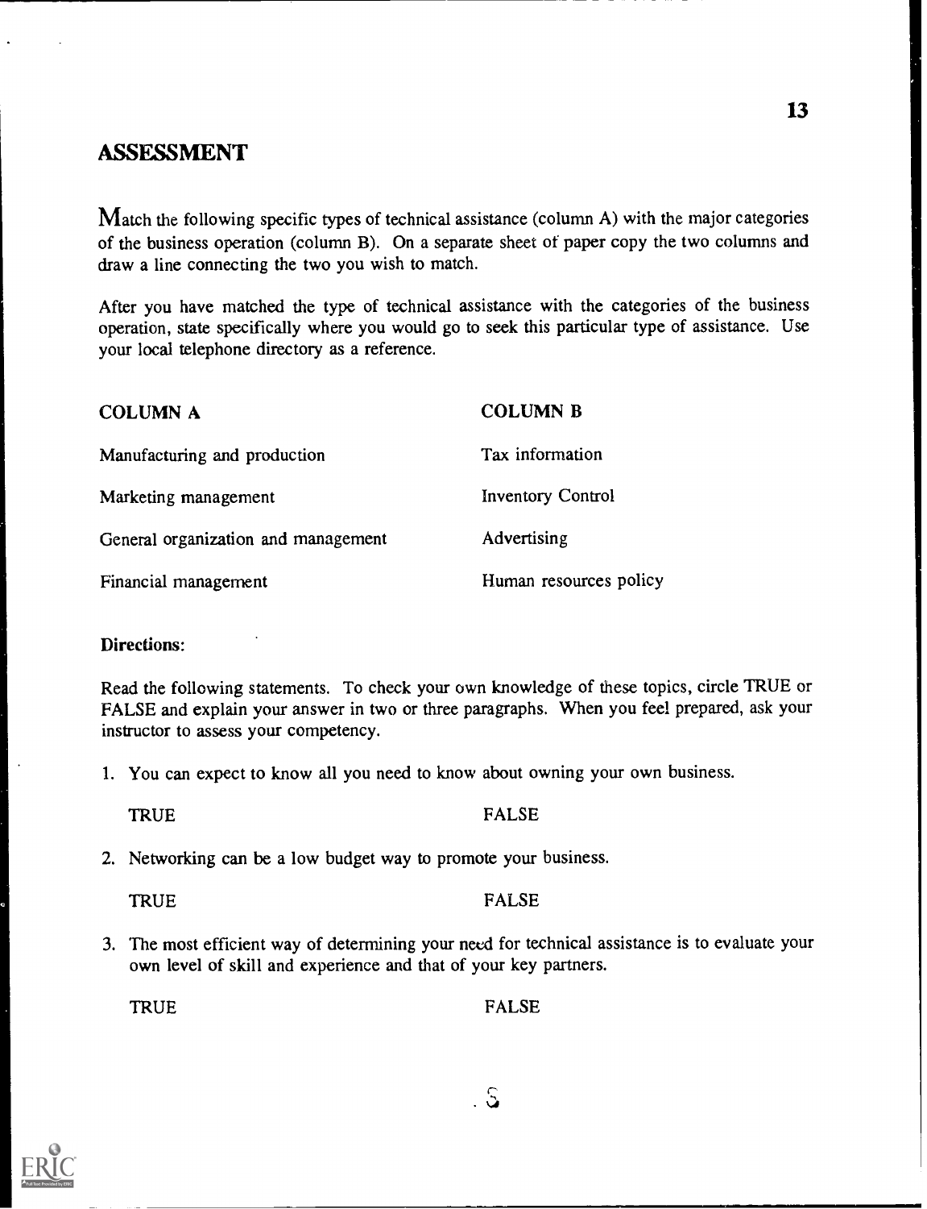## ASSESSMENT

Match the following specific types of technical assistance (column A) with the major categories of the business operation (column B). On a separate sheet of paper copy the two columns and draw a line connecting the two you wish to match.

After you have matched the type of technical assistance with the categories of the business operation, state specifically where you would go to seek this particular type of assistance. Use your local telephone directory as a reference.

| COLUMN A | COLUMN B |
| --- | --- |
| Manufacturing and production | Tax information |
| Marketing management | Inventory Control |
| General organization and management | Advertising |
| Financial management | Human resources policy |

**Directions:**

Read the following statements. To check your own knowledge of these topics, circle TRUE or FALSE and explain your answer in two or three paragraphs. When you feel prepared, ask your instructor to assess your competency.

1. You can expect to know all you need to know about owning your own business.

   TRUE FALSE

2. Networking can be a low budget way to promote your business.

   TRUE FALSE

3. The most efficient way of determining your need for technical assistance is to evaluate your own level of skill and experience and that of your key partners.

   TRUE FALSE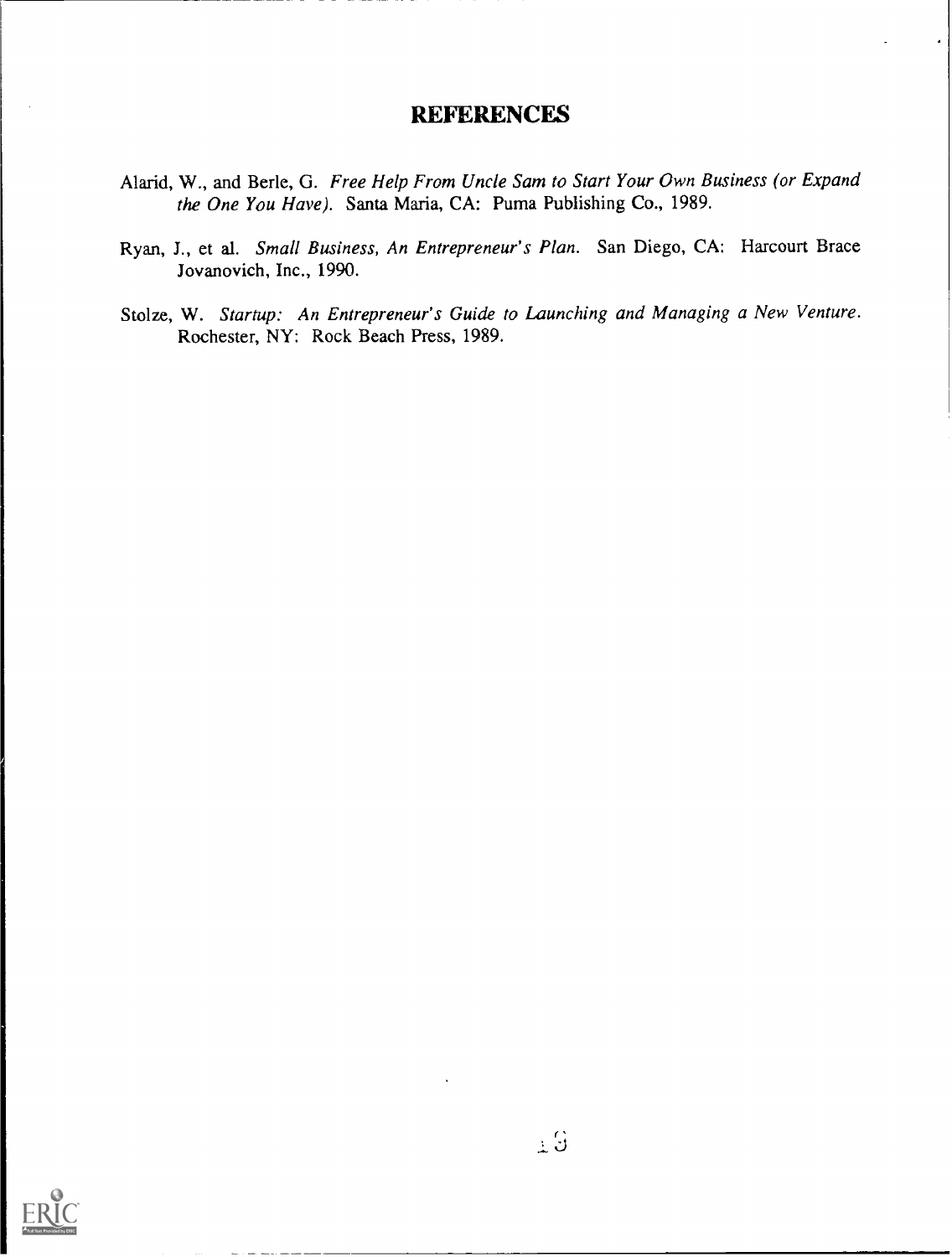# REFERENCES

Alarid, W., and Berle, G. *Free Help From Uncle Sam to Start Your Own Business (or Expand the One You Have).* Santa Maria, CA: Puma Publishing Co., 1989.

Ryan, J., et al. *Small Business, An Entrepreneur's Plan.* San Diego, CA: Harcourt Brace Jovanovich, Inc., 1990.

Stolze, W. *Startup: An Entrepreneur's Guide to Launching and Managing a New Venture.* Rochester, NY: Rock Beach Press, 1989.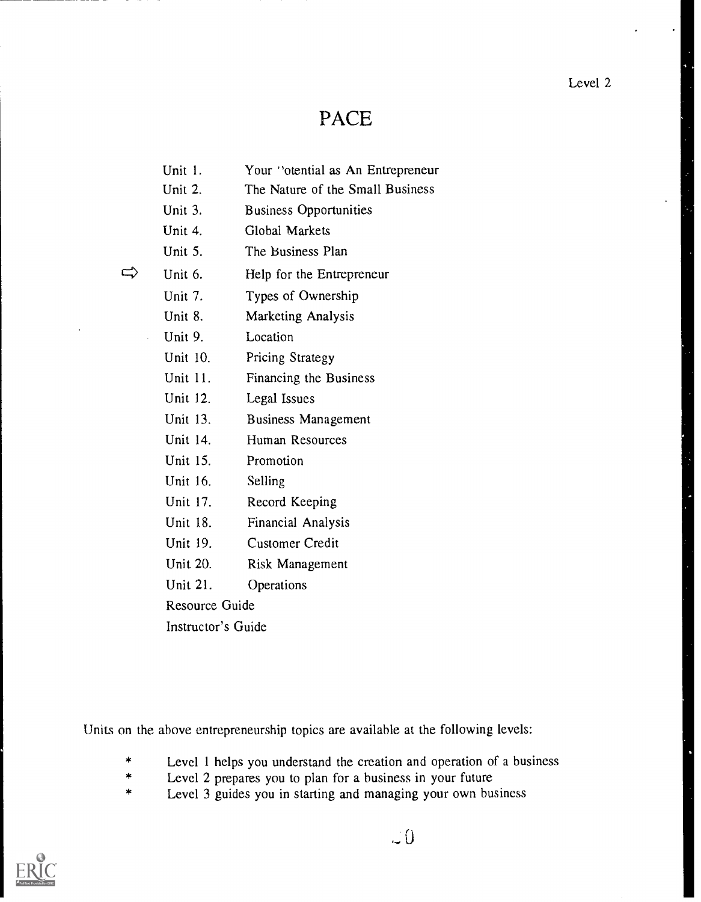Level 2

# PACE

| | |
|---|---|
| Unit 1. | Your ''otential as An Entrepreneur |
| Unit 2. | The Nature of the Small Business |
| Unit 3. | Business Opportunities |
| Unit 4. | Global Markets |
| Unit 5. | The Business Plan |
| ⇨ Unit 6. | Help for the Entrepreneur |
| Unit 7. | Types of Ownership |
| Unit 8. | Marketing Analysis |
| Unit 9. | Location |
| Unit 10. | Pricing Strategy |
| Unit 11. | Financing the Business |
| Unit 12. | Legal Issues |
| Unit 13. | Business Management |
| Unit 14. | Human Resources |
| Unit 15. | Promotion |
| Unit 16. | Selling |
| Unit 17. | Record Keeping |
| Unit 18. | Financial Analysis |
| Unit 19. | Customer Credit |
| Unit 20. | Risk Management |
| Unit 21. | Operations |
| Resource Guide | |
| Instructor's Guide | |

Units on the above entrepreneurship topics are available at the following levels:

* Level 1 helps you understand the creation and operation of a business
* Level 2 prepares you to plan for a business in your future
* Level 3 guides you in starting and managing your own business